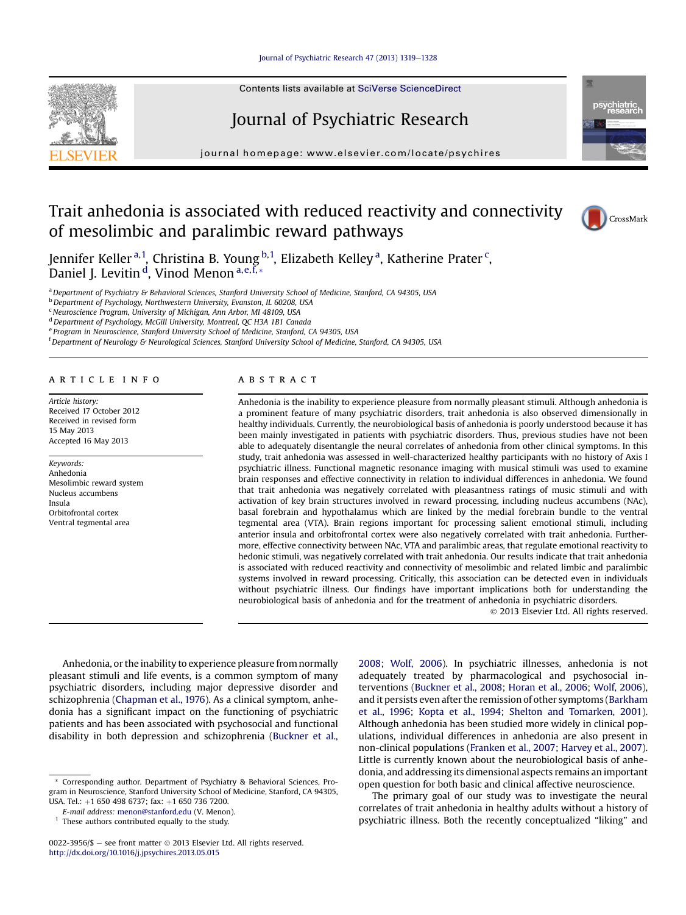# Trait anhedonia is associated with reduced reactivity and connectivity of mesolimbic and paralimbic reward pathways

Jennifer Keller[a,1], Christina B. Young[b,1], Elizabeth Kelley[a], Katherine Prater[c], Daniel J. Levitin[d], Vinod Menon[a,e,f,*]

[a] Department of Psychiatry & Behavioral Sciences, Stanford University School of Medicine, Stanford, CA 94305, USA
[b] Department of Psychology, Northwestern University, Evanston, IL 60208, USA
[c] Neuroscience Program, University of Michigan, Ann Arbor, MI 48109, USA
[d] Department of Psychology, McGill University, Montreal, QC H3A 1B1 Canada
[e] Program in Neuroscience, Stanford University School of Medicine, Stanford, CA 94305, USA
[f] Department of Neurology & Neurological Sciences, Stanford University School of Medicine, Stanford, CA 94305, USA

## ARTICLE INFO

*Article history:*
Received 17 October 2012
Received in revised form
15 May 2013
Accepted 16 May 2013

*Keywords:*
Anhedonia
Mesolimbic reward system
Nucleus accumbens
Insula
Orbitofrontal cortex
Ventral tegmental area

## ABSTRACT

Anhedonia is the inability to experience pleasure from normally pleasant stimuli. Although anhedonia is a prominent feature of many psychiatric disorders, trait anhedonia is also observed dimensionally in healthy individuals. Currently, the neurobiological basis of anhedonia is poorly understood because it has been mainly investigated in patients with psychiatric disorders. Thus, previous studies have not been able to adequately disentangle the neural correlates of anhedonia from other clinical symptoms. In this study, trait anhedonia was assessed in well-characterized healthy participants with no history of Axis I psychiatric illness. Functional magnetic resonance imaging with musical stimuli was used to examine brain responses and effective connectivity in relation to individual differences in anhedonia. We found that trait anhedonia was negatively correlated with pleasantness ratings of music stimuli and with activation of key brain structures involved in reward processing, including nucleus accumbens (NAc), basal forebrain and hypothalamus which are linked by the medial forebrain bundle to the ventral tegmental area (VTA). Brain regions important for processing salient emotional stimuli, including anterior insula and orbitofrontal cortex were also negatively correlated with trait anhedonia. Furthermore, effective connectivity between NAc, VTA and paralimbic areas, that regulate emotional reactivity to hedonic stimuli, was negatively correlated with trait anhedonia. Our results indicate that trait anhedonia is associated with reduced reactivity and connectivity of mesolimbic and related limbic and paralimbic systems involved in reward processing. Critically, this association can be detected even in individuals without psychiatric illness. Our findings have important implications both for understanding the neurobiological basis of anhedonia and for the treatment of anhedonia in psychiatric disorders.

© 2013 Elsevier Ltd. All rights reserved.

Anhedonia, or the inability to experience pleasure from normally pleasant stimuli and life events, is a common symptom of many psychiatric disorders, including major depressive disorder and schizophrenia (Chapman et al., 1976). As a clinical symptom, anhedonia has a significant impact on the functioning of psychiatric patients and has been associated with psychosocial and functional disability in both depression and schizophrenia (Buckner et al., 2008; Wolf, 2006). In psychiatric illnesses, anhedonia is not adequately treated by pharmacological and psychosocial interventions (Buckner et al., 2008; Horan et al., 2006; Wolf, 2006), and it persists even after the remission of other symptoms (Barkham et al., 1996; Kopta et al., 1994; Shelton and Tomarken, 2001). Although anhedonia has been studied more widely in clinical populations, individual differences in anhedonia are also present in non-clinical populations (Franken et al., 2007; Harvey et al., 2007). Little is currently known about the neurobiological basis of anhedonia, and addressing its dimensional aspects remains an important open question for both basic and clinical affective neuroscience.

The primary goal of our study was to investigate the neural correlates of trait anhedonia in healthy adults without a history of psychiatric illness. Both the recently conceptualized "liking" and

* Corresponding author. Department of Psychiatry & Behavioral Sciences, Program in Neuroscience, Stanford University School of Medicine, Stanford, CA 94305, USA. Tel.: +1 650 498 6737; fax: +1 650 736 7200.
*E-mail address:* menon@stanford.edu (V. Menon).
[1] These authors contributed equally to the study.

0022-3956/$ – see front matter © 2013 Elsevier Ltd. All rights reserved.
http://dx.doi.org/10.1016/j.jpsychires.2013.05.015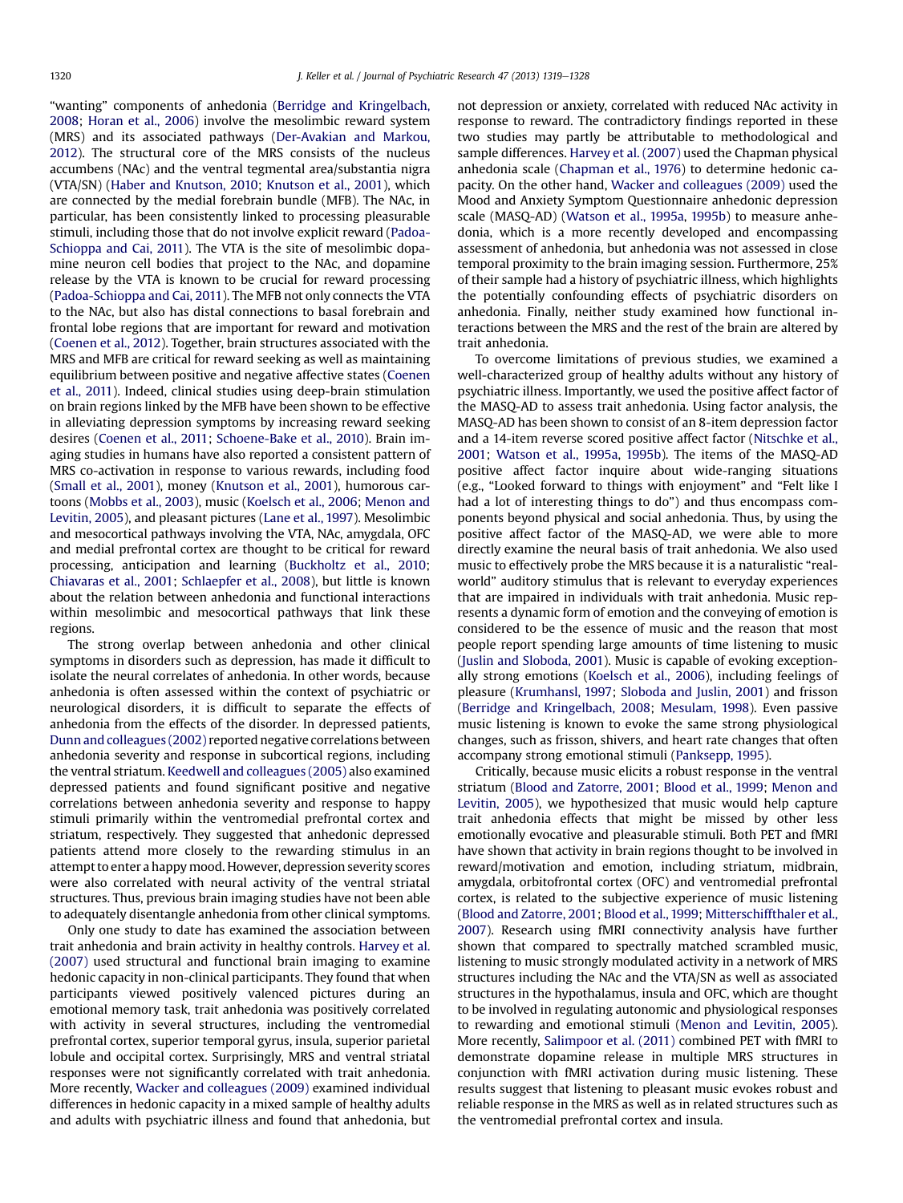"wanting" components of anhedonia (Berridge and Kringelbach, 2008; Horan et al., 2006) involve the mesolimbic reward system (MRS) and its associated pathways (Der-Avakian and Markou, 2012). The structural core of the MRS consists of the nucleus accumbens (NAc) and the ventral tegmental area/substantia nigra (VTA/SN) (Haber and Knutson, 2010; Knutson et al., 2001), which are connected by the medial forebrain bundle (MFB). The NAc, in particular, has been consistently linked to processing pleasurable stimuli, including those that do not involve explicit reward (Padoa-Schioppa and Cai, 2011). The VTA is the site of mesolimbic dopamine neuron cell bodies that project to the NAc, and dopamine release by the VTA is known to be crucial for reward processing (Padoa-Schioppa and Cai, 2011). The MFB not only connects the VTA to the NAc, but also has distal connections to basal forebrain and frontal lobe regions that are important for reward and motivation (Coenen et al., 2012). Together, brain structures associated with the MRS and MFB are critical for reward seeking as well as maintaining equilibrium between positive and negative affective states (Coenen et al., 2011). Indeed, clinical studies using deep-brain stimulation on brain regions linked by the MFB have been shown to be effective in alleviating depression symptoms by increasing reward seeking desires (Coenen et al., 2011; Schoene-Bake et al., 2010). Brain imaging studies in humans have also reported a consistent pattern of MRS co-activation in response to various rewards, including food (Small et al., 2001), money (Knutson et al., 2001), humorous cartoons (Mobbs et al., 2003), music (Koelsch et al., 2006; Menon and Levitin, 2005), and pleasant pictures (Lane et al., 1997). Mesolimbic and mesocortical pathways involving the VTA, NAc, amygdala, OFC and medial prefrontal cortex are thought to be critical for reward processing, anticipation and learning (Buckholtz et al., 2010; Chiavaras et al., 2001; Schlaepfer et al., 2008), but little is known about the relation between anhedonia and functional interactions within mesolimbic and mesocortical pathways that link these regions.

The strong overlap between anhedonia and other clinical symptoms in disorders such as depression, has made it difficult to isolate the neural correlates of anhedonia. In other words, because anhedonia is often assessed within the context of psychiatric or neurological disorders, it is difficult to separate the effects of anhedonia from the effects of the disorder. In depressed patients, Dunn and colleagues (2002) reported negative correlations between anhedonia severity and response in subcortical regions, including the ventral striatum. Keedwell and colleagues (2005) also examined depressed patients and found significant positive and negative correlations between anhedonia severity and response to happy stimuli primarily within the ventromedial prefrontal cortex and striatum, respectively. They suggested that anhedonic depressed patients attend more closely to the rewarding stimulus in an attempt to enter a happy mood. However, depression severity scores were also correlated with neural activity of the ventral striatal structures. Thus, previous brain imaging studies have not been able to adequately disentangle anhedonia from other clinical symptoms.

Only one study to date has examined the association between trait anhedonia and brain activity in healthy controls. Harvey et al. (2007) used structural and functional brain imaging to examine hedonic capacity in non-clinical participants. They found that when participants viewed positively valenced pictures during an emotional memory task, trait anhedonia was positively correlated with activity in several structures, including the ventromedial prefrontal cortex, superior temporal gyrus, insula, superior parietal lobule and occipital cortex. Surprisingly, MRS and ventral striatal responses were not significantly correlated with trait anhedonia. More recently, Wacker and colleagues (2009) examined individual differences in hedonic capacity in a mixed sample of healthy adults and adults with psychiatric illness and found that anhedonia, but not depression or anxiety, correlated with reduced NAc activity in response to reward. The contradictory findings reported in these two studies may partly be attributable to methodological and sample differences. Harvey et al. (2007) used the Chapman physical anhedonia scale (Chapman et al., 1976) to determine hedonic capacity. On the other hand, Wacker and colleagues (2009) used the Mood and Anxiety Symptom Questionnaire anhedonic depression scale (MASQ-AD) (Watson et al., 1995a, 1995b) to measure anhedonia, which is a more recently developed and encompassing assessment of anhedonia, but anhedonia was not assessed in close temporal proximity to the brain imaging session. Furthermore, 25% of their sample had a history of psychiatric illness, which highlights the potentially confounding effects of psychiatric disorders on anhedonia. Finally, neither study examined how functional interactions between the MRS and the rest of the brain are altered by trait anhedonia.

To overcome limitations of previous studies, we examined a well-characterized group of healthy adults without any history of psychiatric illness. Importantly, we used the positive affect factor of the MASQ-AD to assess trait anhedonia. Using factor analysis, the MASQ-AD has been shown to consist of an 8-item depression factor and a 14-item reverse scored positive affect factor (Nitschke et al., 2001; Watson et al., 1995a, 1995b). The items of the MASQ-AD positive affect factor inquire about wide-ranging situations (e.g., "Looked forward to things with enjoyment" and "Felt like I had a lot of interesting things to do") and thus encompass components beyond physical and social anhedonia. Thus, by using the positive affect factor of the MASQ-AD, we were able to more directly examine the neural basis of trait anhedonia. We also used music to effectively probe the MRS because it is a naturalistic "real-world" auditory stimulus that is relevant to everyday experiences that are impaired in individuals with trait anhedonia. Music represents a dynamic form of emotion and the conveying of emotion is considered to be the essence of music and the reason that most people report spending large amounts of time listening to music (Juslin and Sloboda, 2001). Music is capable of evoking exceptionally strong emotions (Koelsch et al., 2006), including feelings of pleasure (Krumhansl, 1997; Sloboda and Juslin, 2001) and frisson (Berridge and Kringelbach, 2008; Mesulam, 1998). Even passive music listening is known to evoke the same strong physiological changes, such as frisson, shivers, and heart rate changes that often accompany strong emotional stimuli (Panksepp, 1995).

Critically, because music elicits a robust response in the ventral striatum (Blood and Zatorre, 2001; Blood et al., 1999; Menon and Levitin, 2005), we hypothesized that music would help capture trait anhedonia effects that might be missed by other less emotionally evocative and pleasurable stimuli. Both PET and fMRI have shown that activity in brain regions thought to be involved in reward/motivation and emotion, including striatum, midbrain, amygdala, orbitofrontal cortex (OFC) and ventromedial prefrontal cortex, is related to the subjective experience of music listening (Blood and Zatorre, 2001; Blood et al., 1999; Mitterschiffthaler et al., 2007). Research using fMRI connectivity analysis have further shown that compared to spectrally matched scrambled music, listening to music strongly modulated activity in a network of MRS structures including the NAc and the VTA/SN as well as associated structures in the hypothalamus, insula and OFC, which are thought to be involved in regulating autonomic and physiological responses to rewarding and emotional stimuli (Menon and Levitin, 2005). More recently, Salimpoor et al. (2011) combined PET with fMRI to demonstrate dopamine release in multiple MRS structures in conjunction with fMRI activation during music listening. These results suggest that listening to pleasant music evokes robust and reliable response in the MRS as well as in related structures such as the ventromedial prefrontal cortex and insula.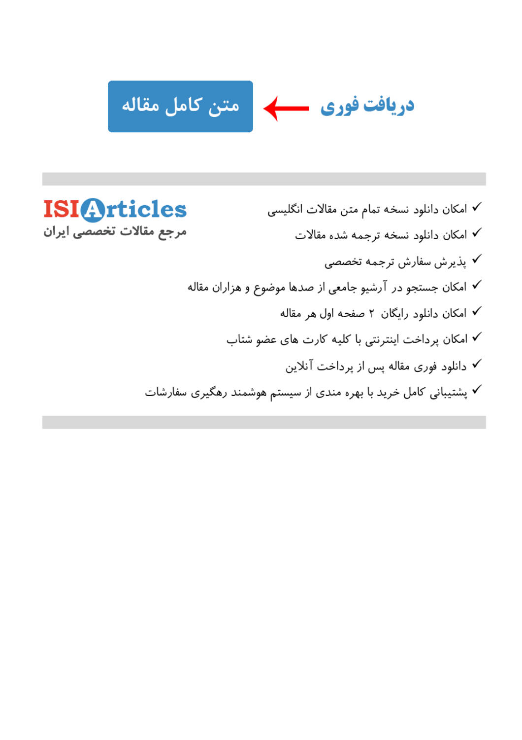دریافت فوری ← متن کامل مقاله

**ISIArticles**
مرجع مقالات تخصصی ایران

- ✓ امکان دانلود نسخه تمام متن مقالات انگلیسی
- ✓ امکان دانلود نسخه ترجمه شده مقالات
- ✓ پذیرش سفارش ترجمه تخصصی
- ✓ امکان جستجو در آرشیو جامعی از صدها موضوع و هزاران مقاله
- ✓ امکان دانلود رایگان ۲ صفحه اول هر مقاله
- ✓ امکان پرداخت اینترنتی با کلیه کارت های عضو شتاب
- ✓ دانلود فوری مقاله پس از پرداخت آنلاین
- ✓ پشتیبانی کامل خرید با بهره مندی از سیستم هوشمند رهگیری سفارشات